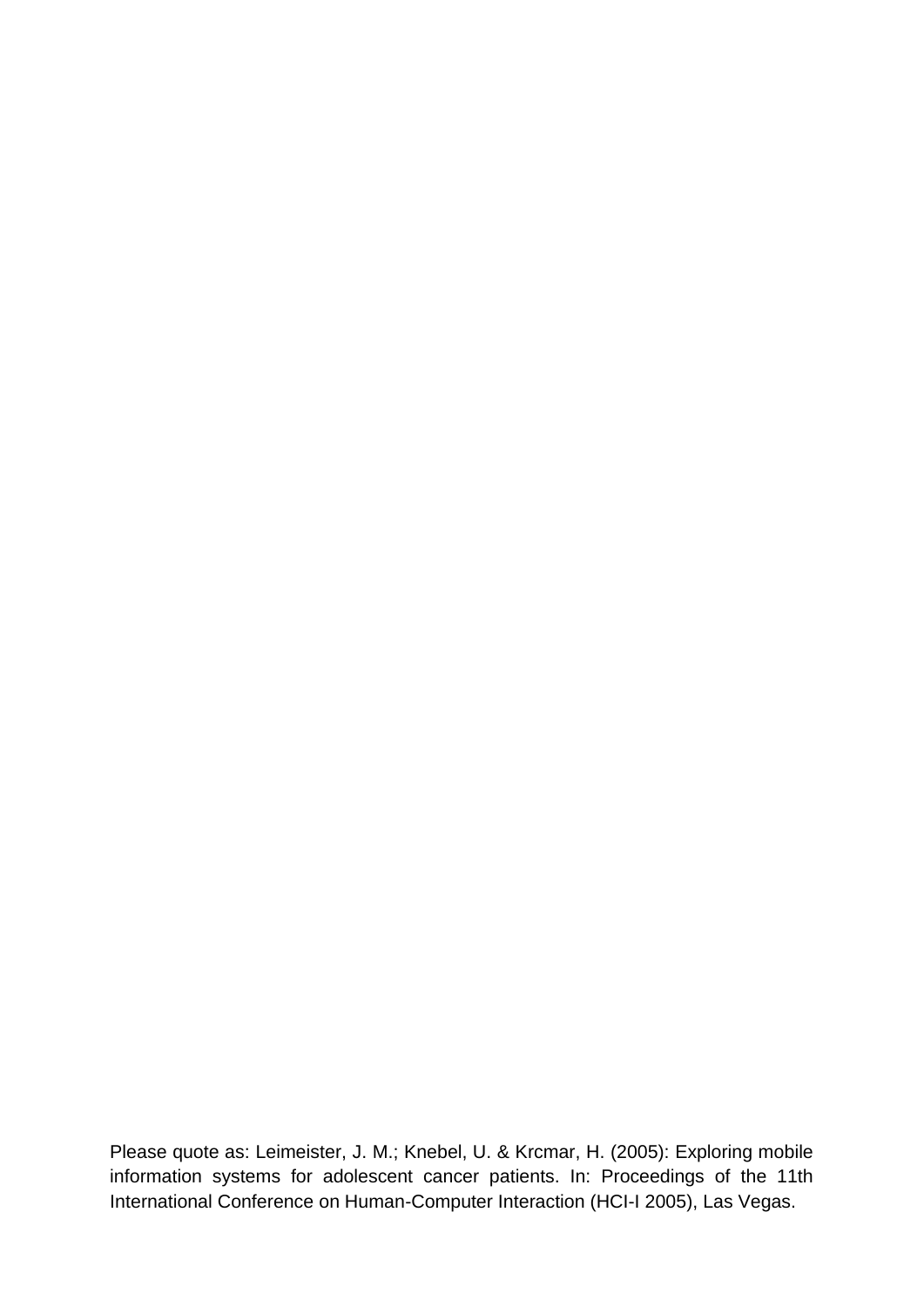Please quote as: Leimeister, J. M.; Knebel, U. & Krcmar, H. (2005): Exploring mobile information systems for adolescent cancer patients. In: Proceedings of the 11th International Conference on Human-Computer Interaction (HCI-I 2005), Las Vegas.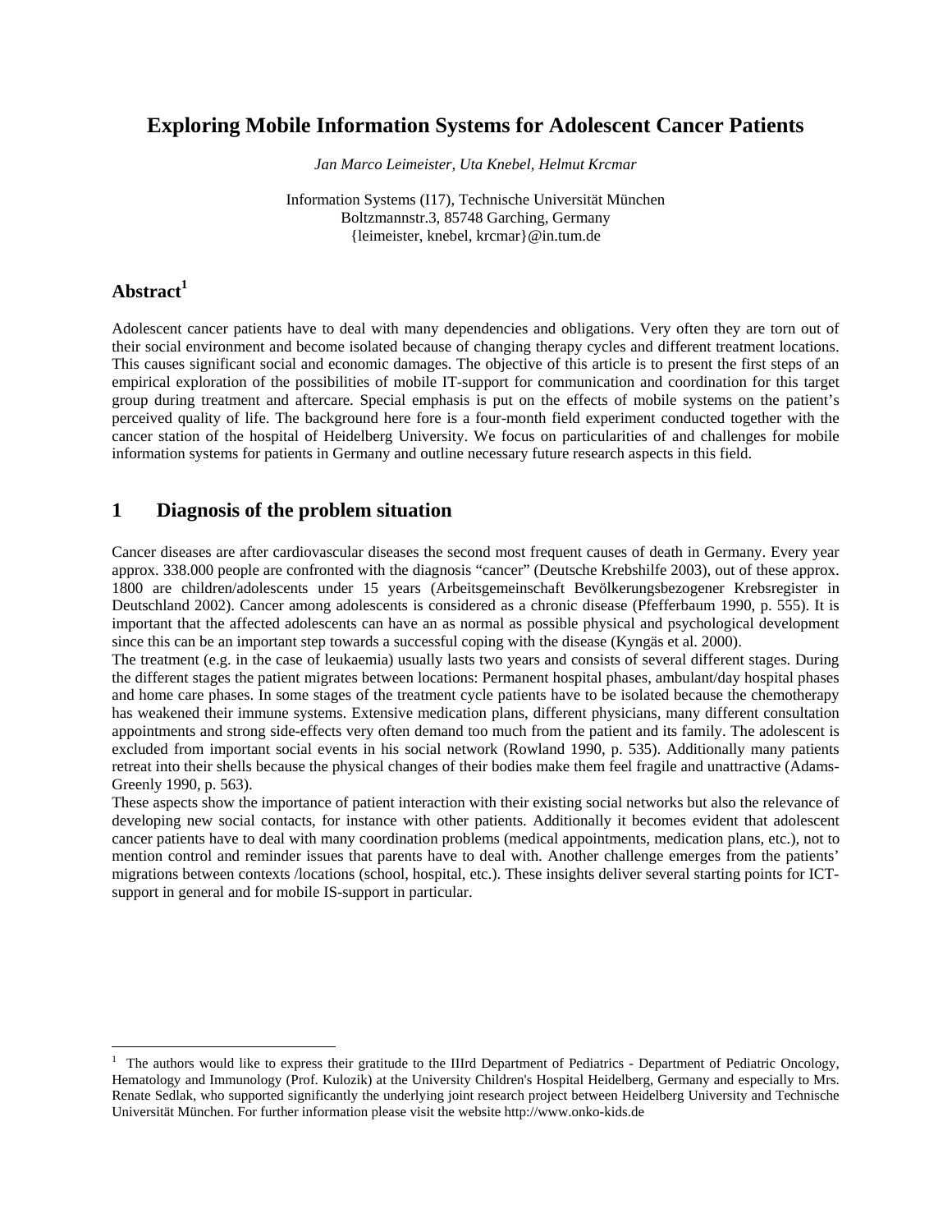# Exploring Mobile Information Systems for Adolescent Cancer Patients

*Jan Marco Leimeister, Uta Knebel, Helmut Krcmar*

Information Systems (I17), Technische Universität München
Boltzmannstr.3, 85748 Garching, Germany
{leimeister, knebel, krcmar}@in.tum.de

## Abstract[1]

Adolescent cancer patients have to deal with many dependencies and obligations. Very often they are torn out of their social environment and become isolated because of changing therapy cycles and different treatment locations. This causes significant social and economic damages. The objective of this article is to present the first steps of an empirical exploration of the possibilities of mobile IT-support for communication and coordination for this target group during treatment and aftercare. Special emphasis is put on the effects of mobile systems on the patient's perceived quality of life. The background here fore is a four-month field experiment conducted together with the cancer station of the hospital of Heidelberg University. We focus on particularities of and challenges for mobile information systems for patients in Germany and outline necessary future research aspects in this field.

## 1 Diagnosis of the problem situation

Cancer diseases are after cardiovascular diseases the second most frequent causes of death in Germany. Every year approx. 338.000 people are confronted with the diagnosis "cancer" (Deutsche Krebshilfe 2003), out of these approx. 1800 are children/adolescents under 15 years (Arbeitsgemeinschaft Bevölkerungsbezogener Krebsregister in Deutschland 2002). Cancer among adolescents is considered as a chronic disease (Pfefferbaum 1990, p. 555). It is important that the affected adolescents can have an as normal as possible physical and psychological development since this can be an important step towards a successful coping with the disease (Kyngäs et al. 2000).
The treatment (e.g. in the case of leukaemia) usually lasts two years and consists of several different stages. During the different stages the patient migrates between locations: Permanent hospital phases, ambulant/day hospital phases and home care phases. In some stages of the treatment cycle patients have to be isolated because the chemotherapy has weakened their immune systems. Extensive medication plans, different physicians, many different consultation appointments and strong side-effects very often demand too much from the patient and its family. The adolescent is excluded from important social events in his social network (Rowland 1990, p. 535). Additionally many patients retreat into their shells because the physical changes of their bodies make them feel fragile and unattractive (Adams-Greenly 1990, p. 563).
These aspects show the importance of patient interaction with their existing social networks but also the relevance of developing new social contacts, for instance with other patients. Additionally it becomes evident that adolescent cancer patients have to deal with many coordination problems (medical appointments, medication plans, etc.), not to mention control and reminder issues that parents have to deal with. Another challenge emerges from the patients' migrations between contexts /locations (school, hospital, etc.). These insights deliver several starting points for ICT-support in general and for mobile IS-support in particular.

---

[1] The authors would like to express their gratitude to the IIIrd Department of Pediatrics - Department of Pediatric Oncology, Hematology and Immunology (Prof. Kulozik) at the University Children's Hospital Heidelberg, Germany and especially to Mrs. Renate Sedlak, who supported significantly the underlying joint research project between Heidelberg University and Technische Universität München. For further information please visit the website http://www.onko-kids.de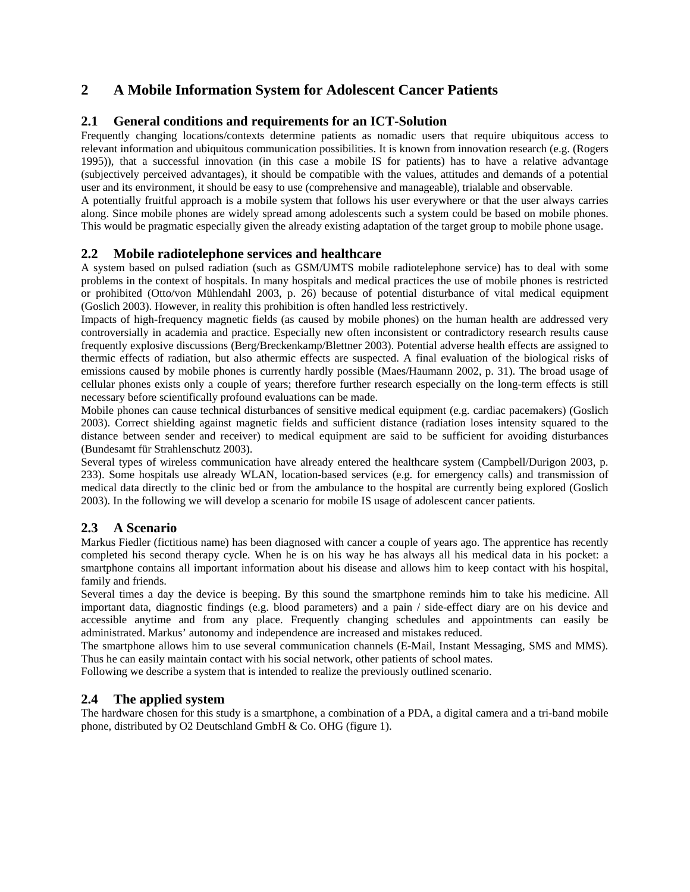# 2 A Mobile Information System for Adolescent Cancer Patients

## 2.1 General conditions and requirements for an ICT-Solution

Frequently changing locations/contexts determine patients as nomadic users that require ubiquitous access to relevant information and ubiquitous communication possibilities. It is known from innovation research (e.g. (Rogers 1995)), that a successful innovation (in this case a mobile IS for patients) has to have a relative advantage (subjectively perceived advantages), it should be compatible with the values, attitudes and demands of a potential user and its environment, it should be easy to use (comprehensive and manageable), trialable and observable.

A potentially fruitful approach is a mobile system that follows his user everywhere or that the user always carries along. Since mobile phones are widely spread among adolescents such a system could be based on mobile phones. This would be pragmatic especially given the already existing adaptation of the target group to mobile phone usage.

## 2.2 Mobile radiotelephone services and healthcare

A system based on pulsed radiation (such as GSM/UMTS mobile radiotelephone service) has to deal with some problems in the context of hospitals. In many hospitals and medical practices the use of mobile phones is restricted or prohibited (Otto/von Mühlendahl 2003, p. 26) because of potential disturbance of vital medical equipment (Goslich 2003). However, in reality this prohibition is often handled less restrictively.

Impacts of high-frequency magnetic fields (as caused by mobile phones) on the human health are addressed very controversially in academia and practice. Especially new often inconsistent or contradictory research results cause frequently explosive discussions (Berg/Breckenkamp/Blettner 2003). Potential adverse health effects are assigned to thermic effects of radiation, but also athermic effects are suspected. A final evaluation of the biological risks of emissions caused by mobile phones is currently hardly possible (Maes/Haumann 2002, p. 31). The broad usage of cellular phones exists only a couple of years; therefore further research especially on the long-term effects is still necessary before scientifically profound evaluations can be made.

Mobile phones can cause technical disturbances of sensitive medical equipment (e.g. cardiac pacemakers) (Goslich 2003). Correct shielding against magnetic fields and sufficient distance (radiation loses intensity squared to the distance between sender and receiver) to medical equipment are said to be sufficient for avoiding disturbances (Bundesamt für Strahlenschutz 2003).

Several types of wireless communication have already entered the healthcare system (Campbell/Durigon 2003, p. 233). Some hospitals use already WLAN, location-based services (e.g. for emergency calls) and transmission of medical data directly to the clinic bed or from the ambulance to the hospital are currently being explored (Goslich 2003). In the following we will develop a scenario for mobile IS usage of adolescent cancer patients.

## 2.3 A Scenario

Markus Fiedler (fictitious name) has been diagnosed with cancer a couple of years ago. The apprentice has recently completed his second therapy cycle. When he is on his way he has always all his medical data in his pocket: a smartphone contains all important information about his disease and allows him to keep contact with his hospital, family and friends.

Several times a day the device is beeping. By this sound the smartphone reminds him to take his medicine. All important data, diagnostic findings (e.g. blood parameters) and a pain / side-effect diary are on his device and accessible anytime and from any place. Frequently changing schedules and appointments can easily be administrated. Markus' autonomy and independence are increased and mistakes reduced.

The smartphone allows him to use several communication channels (E-Mail, Instant Messaging, SMS and MMS). Thus he can easily maintain contact with his social network, other patients of school mates.

Following we describe a system that is intended to realize the previously outlined scenario.

## 2.4 The applied system

The hardware chosen for this study is a smartphone, a combination of a PDA, a digital camera and a tri-band mobile phone, distributed by O2 Deutschland GmbH & Co. OHG (figure 1).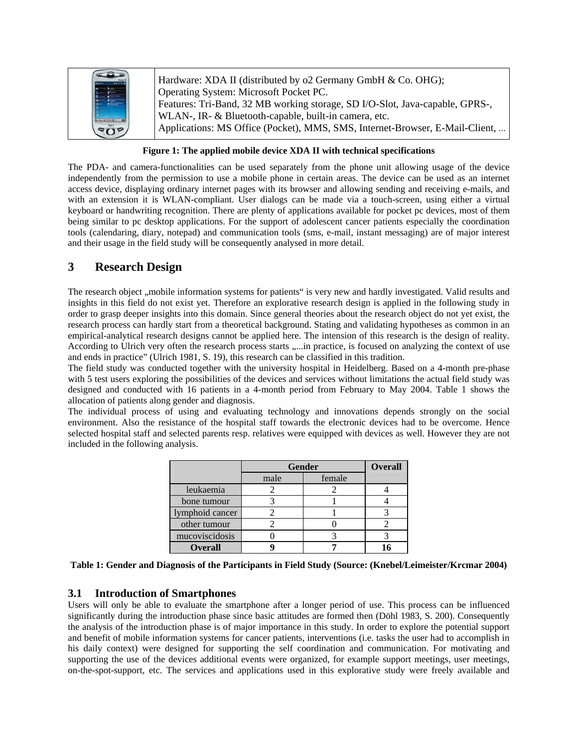| | Hardware: XDA II (distributed by o2 Germany GmbH & Co. OHG); Operating System: Microsoft Pocket PC. Features: Tri-Band, 32 MB working storage, SD I/O-Slot, Java-capable, GPRS-, WLAN-, IR- & Bluetooth-capable, built-in camera, etc. Applications: MS Office (Pocket), MMS, SMS, Internet-Browser, E-Mail-Client, ... |
|---|---|

**Figure 1: The applied mobile device XDA II with technical specifications**

The PDA- and camera-functionalities can be used separately from the phone unit allowing usage of the device independently from the permission to use a mobile phone in certain areas. The device can be used as an internet access device, displaying ordinary internet pages with its browser and allowing sending and receiving e-mails, and with an extension it is WLAN-compliant. User dialogs can be made via a touch-screen, using either a virtual keyboard or handwriting recognition. There are plenty of applications available for pocket pc devices, most of them being similar to pc desktop applications. For the support of adolescent cancer patients especially the coordination tools (calendaring, diary, notepad) and communication tools (sms, e-mail, instant messaging) are of major interest and their usage in the field study will be consequently analysed in more detail.

# 3 Research Design

The research object „mobile information systems for patients" is very new and hardly investigated. Valid results and insights in this field do not exist yet. Therefore an explorative research design is applied in the following study in order to grasp deeper insights into this domain. Since general theories about the research object do not yet exist, the research process can hardly start from a theoretical background. Stating and validating hypotheses as common in an empirical-analytical research designs cannot be applied here. The intension of this research is the design of reality. According to Ulrich very often the research process starts „...in practice, is focused on analyzing the context of use and ends in practice" (Ulrich 1981, S. 19), this research can be classified in this tradition.

The field study was conducted together with the university hospital in Heidelberg. Based on a 4-month pre-phase with 5 test users exploring the possibilities of the devices and services without limitations the actual field study was designed and conducted with 16 patients in a 4-month period from February to May 2004. Table 1 shows the allocation of patients along gender and diagnosis.

The individual process of using and evaluating technology and innovations depends strongly on the social environment. Also the resistance of the hospital staff towards the electronic devices had to be overcome. Hence selected hospital staff and selected parents resp. relatives were equipped with devices as well. However they are not included in the following analysis.

| | Gender | | Overall |
|---|---|---|---|
| | male | female | |
| leukaemia | 2 | 2 | 4 |
| bone tumour | 3 | 1 | 4 |
| lymphoid cancer | 2 | 1 | 3 |
| other tumour | 2 | 0 | 2 |
| mucoviscidosis | 0 | 3 | 3 |
| **Overall** | **9** | **7** | **16** |

**Table 1: Gender and Diagnosis of the Participants in Field Study (Source: (Knebel/Leimeister/Krcmar 2004)**

## 3.1 Introduction of Smartphones

Users will only be able to evaluate the smartphone after a longer period of use. This process can be influenced significantly during the introduction phase since basic attitudes are formed then (Döhl 1983, S. 200). Consequently the analysis of the introduction phase is of major importance in this study. In order to explore the potential support and benefit of mobile information systems for cancer patients, interventions (i.e. tasks the user had to accomplish in his daily context) were designed for supporting the self coordination and communication. For motivating and supporting the use of the devices additional events were organized, for example support meetings, user meetings, on-the-spot-support, etc. The services and applications used in this explorative study were freely available and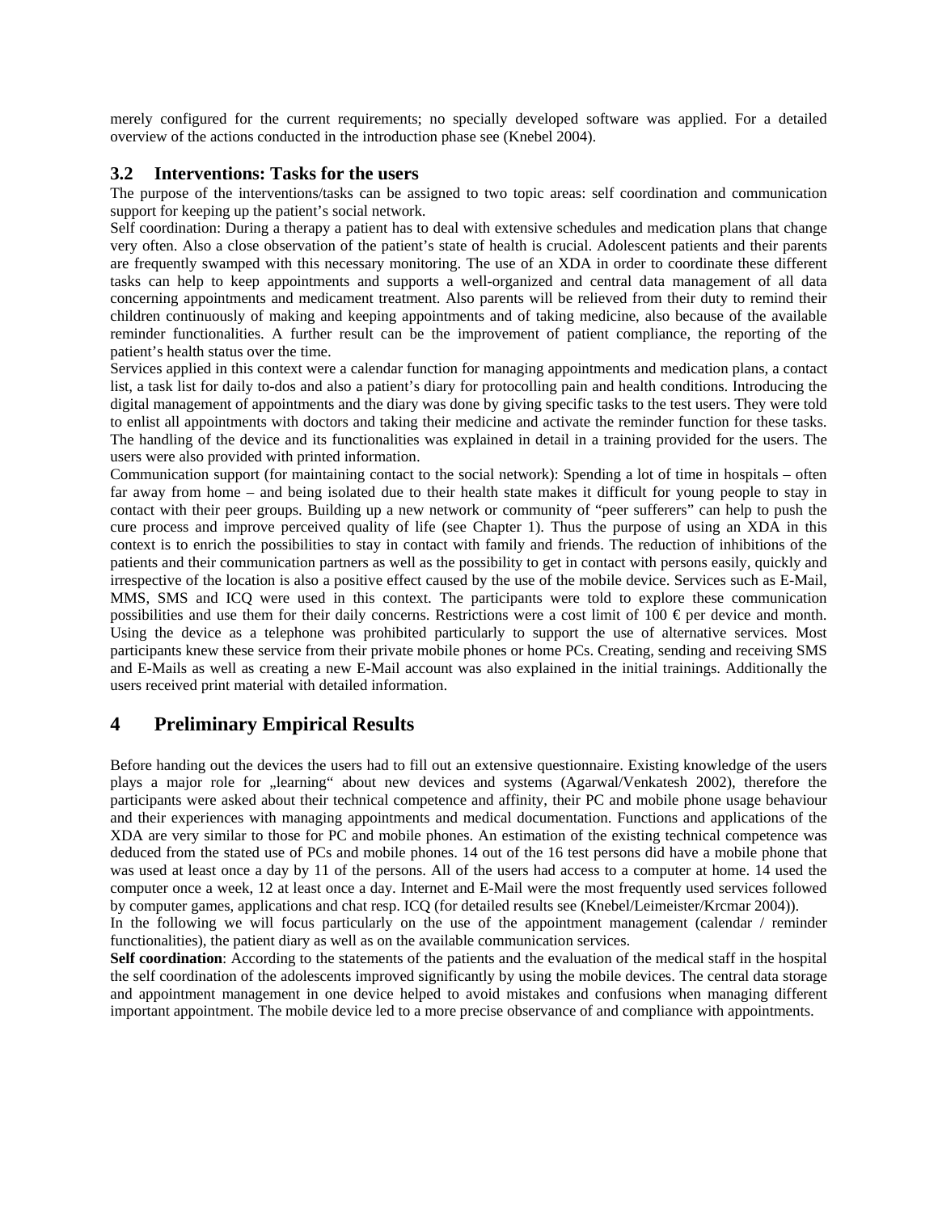merely configured for the current requirements; no specially developed software was applied. For a detailed overview of the actions conducted in the introduction phase see (Knebel 2004).

### 3.2 Interventions: Tasks for the users

The purpose of the interventions/tasks can be assigned to two topic areas: self coordination and communication support for keeping up the patient's social network.

Self coordination: During a therapy a patient has to deal with extensive schedules and medication plans that change very often. Also a close observation of the patient's state of health is crucial. Adolescent patients and their parents are frequently swamped with this necessary monitoring. The use of an XDA in order to coordinate these different tasks can help to keep appointments and supports a well-organized and central data management of all data concerning appointments and medicament treatment. Also parents will be relieved from their duty to remind their children continuously of making and keeping appointments and of taking medicine, also because of the available reminder functionalities. A further result can be the improvement of patient compliance, the reporting of the patient's health status over the time.

Services applied in this context were a calendar function for managing appointments and medication plans, a contact list, a task list for daily to-dos and also a patient's diary for protocolling pain and health conditions. Introducing the digital management of appointments and the diary was done by giving specific tasks to the test users. They were told to enlist all appointments with doctors and taking their medicine and activate the reminder function for these tasks. The handling of the device and its functionalities was explained in detail in a training provided for the users. The users were also provided with printed information.

Communication support (for maintaining contact to the social network): Spending a lot of time in hospitals – often far away from home – and being isolated due to their health state makes it difficult for young people to stay in contact with their peer groups. Building up a new network or community of "peer sufferers" can help to push the cure process and improve perceived quality of life (see Chapter 1). Thus the purpose of using an XDA in this context is to enrich the possibilities to stay in contact with family and friends. The reduction of inhibitions of the patients and their communication partners as well as the possibility to get in contact with persons easily, quickly and irrespective of the location is also a positive effect caused by the use of the mobile device. Services such as E-Mail, MMS, SMS and ICQ were used in this context. The participants were told to explore these communication possibilities and use them for their daily concerns. Restrictions were a cost limit of 100 € per device and month. Using the device as a telephone was prohibited particularly to support the use of alternative services. Most participants knew these service from their private mobile phones or home PCs. Creating, sending and receiving SMS and E-Mails as well as creating a new E-Mail account was also explained in the initial trainings. Additionally the users received print material with detailed information.

## 4 Preliminary Empirical Results

Before handing out the devices the users had to fill out an extensive questionnaire. Existing knowledge of the users plays a major role for „learning" about new devices and systems (Agarwal/Venkatesh 2002), therefore the participants were asked about their technical competence and affinity, their PC and mobile phone usage behaviour and their experiences with managing appointments and medical documentation. Functions and applications of the XDA are very similar to those for PC and mobile phones. An estimation of the existing technical competence was deduced from the stated use of PCs and mobile phones. 14 out of the 16 test persons did have a mobile phone that was used at least once a day by 11 of the persons. All of the users had access to a computer at home. 14 used the computer once a week, 12 at least once a day. Internet and E-Mail were the most frequently used services followed by computer games, applications and chat resp. ICQ (for detailed results see (Knebel/Leimeister/Krcmar 2004)).

In the following we will focus particularly on the use of the appointment management (calendar / reminder functionalities), the patient diary as well as on the available communication services.

**Self coordination**: According to the statements of the patients and the evaluation of the medical staff in the hospital the self coordination of the adolescents improved significantly by using the mobile devices. The central data storage and appointment management in one device helped to avoid mistakes and confusions when managing different important appointment. The mobile device led to a more precise observance of and compliance with appointments.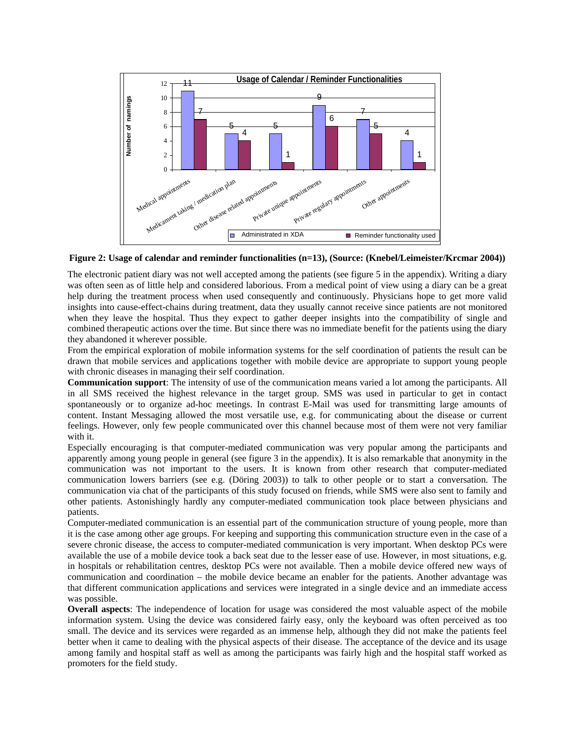**Figure 2: Usage of calendar and reminder functionalities (n=13), (Source: (Knebel/Leimeister/Krcmar 2004))**

The electronic patient diary was not well accepted among the patients (see figure 5 in the appendix). Writing a diary was often seen as of little help and considered laborious. From a medical point of view using a diary can be a great help during the treatment process when used consequently and continuously. Physicians hope to get more valid insights into cause-effect-chains during treatment, data they usually cannot receive since patients are not monitored when they leave the hospital. Thus they expect to gather deeper insights into the compatibility of single and combined therapeutic actions over the time. But since there was no immediate benefit for the patients using the diary they abandoned it wherever possible.

From the empirical exploration of mobile information systems for the self coordination of patients the result can be drawn that mobile services and applications together with mobile device are appropriate to support young people with chronic diseases in managing their self coordination.

**Communication support**: The intensity of use of the communication means varied a lot among the participants. All in all SMS received the highest relevance in the target group. SMS was used in particular to get in contact spontaneously or to organize ad-hoc meetings. In contrast E-Mail was used for transmitting large amounts of content. Instant Messaging allowed the most versatile use, e.g. for communicating about the disease or current feelings. However, only few people communicated over this channel because most of them were not very familiar with it.

Especially encouraging is that computer-mediated communication was very popular among the participants and apparently among young people in general (see figure 3 in the appendix). It is also remarkable that anonymity in the communication was not important to the users. It is known from other research that computer-mediated communication lowers barriers (see e.g. (Döring 2003)) to talk to other people or to start a conversation. The communication via chat of the participants of this study focused on friends, while SMS were also sent to family and other patients. Astonishingly hardly any computer-mediated communication took place between physicians and patients.

Computer-mediated communication is an essential part of the communication structure of young people, more than it is the case among other age groups. For keeping and supporting this communication structure even in the case of a severe chronic disease, the access to computer-mediated communication is very important. When desktop PCs were available the use of a mobile device took a back seat due to the lesser ease of use. However, in most situations, e.g. in hospitals or rehabilitation centres, desktop PCs were not available. Then a mobile device offered new ways of communication and coordination – the mobile device became an enabler for the patients. Another advantage was that different communication applications and services were integrated in a single device and an immediate access was possible.

**Overall aspects**: The independence of location for usage was considered the most valuable aspect of the mobile information system. Using the device was considered fairly easy, only the keyboard was often perceived as too small. The device and its services were regarded as an immense help, although they did not make the patients feel better when it came to dealing with the physical aspects of their disease. The acceptance of the device and its usage among family and hospital staff as well as among the participants was fairly high and the hospital staff worked as promoters for the field study.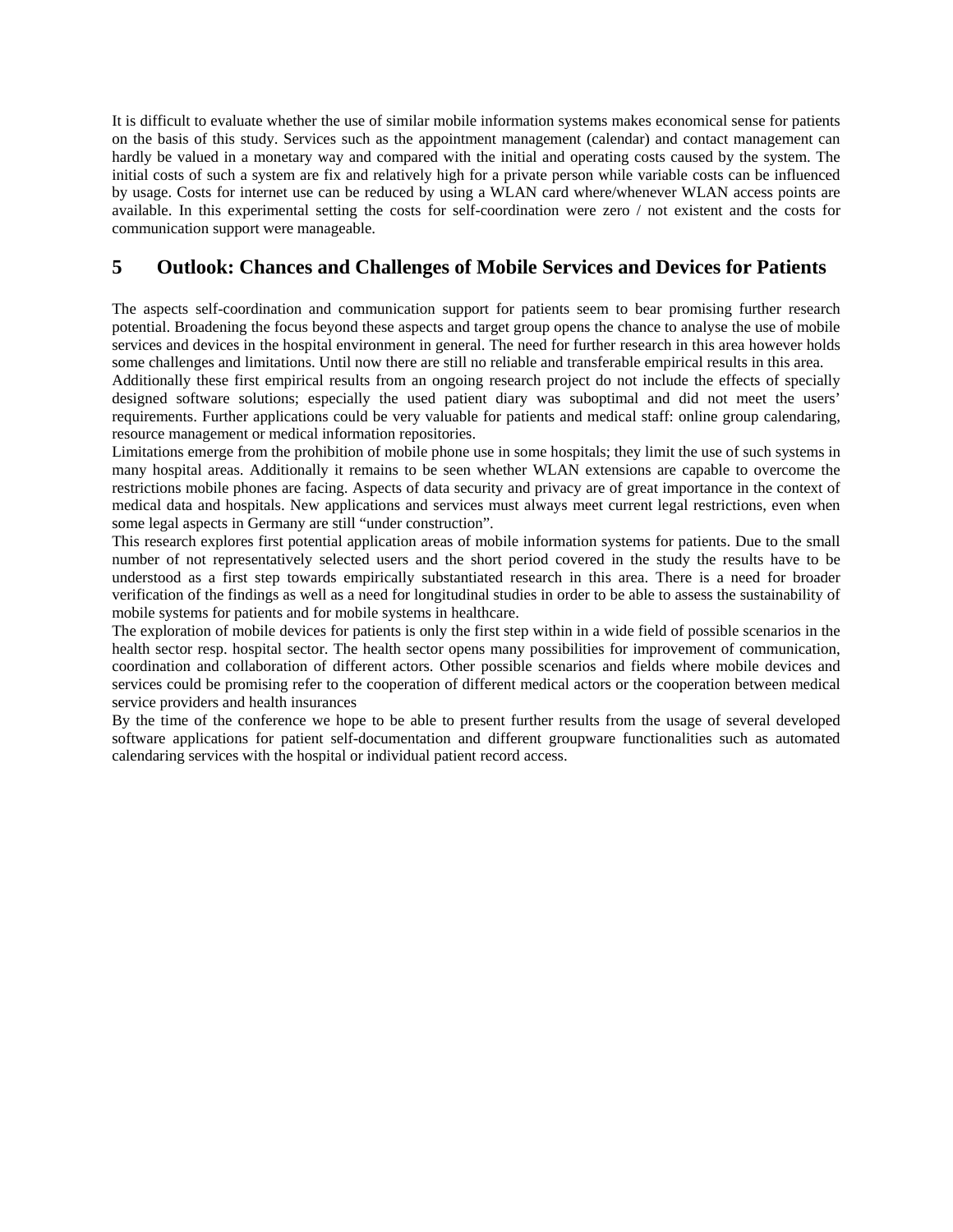It is difficult to evaluate whether the use of similar mobile information systems makes economical sense for patients on the basis of this study. Services such as the appointment management (calendar) and contact management can hardly be valued in a monetary way and compared with the initial and operating costs caused by the system. The initial costs of such a system are fix and relatively high for a private person while variable costs can be influenced by usage. Costs for internet use can be reduced by using a WLAN card where/whenever WLAN access points are available. In this experimental setting the costs for self-coordination were zero / not existent and the costs for communication support were manageable.

## 5 Outlook: Chances and Challenges of Mobile Services and Devices for Patients

The aspects self-coordination and communication support for patients seem to bear promising further research potential. Broadening the focus beyond these aspects and target group opens the chance to analyse the use of mobile services and devices in the hospital environment in general. The need for further research in this area however holds some challenges and limitations. Until now there are still no reliable and transferable empirical results in this area.

Additionally these first empirical results from an ongoing research project do not include the effects of specially designed software solutions; especially the used patient diary was suboptimal and did not meet the users' requirements. Further applications could be very valuable for patients and medical staff: online group calendaring, resource management or medical information repositories.

Limitations emerge from the prohibition of mobile phone use in some hospitals; they limit the use of such systems in many hospital areas. Additionally it remains to be seen whether WLAN extensions are capable to overcome the restrictions mobile phones are facing. Aspects of data security and privacy are of great importance in the context of medical data and hospitals. New applications and services must always meet current legal restrictions, even when some legal aspects in Germany are still "under construction".

This research explores first potential application areas of mobile information systems for patients. Due to the small number of not representatively selected users and the short period covered in the study the results have to be understood as a first step towards empirically substantiated research in this area. There is a need for broader verification of the findings as well as a need for longitudinal studies in order to be able to assess the sustainability of mobile systems for patients and for mobile systems in healthcare.

The exploration of mobile devices for patients is only the first step within in a wide field of possible scenarios in the health sector resp. hospital sector. The health sector opens many possibilities for improvement of communication, coordination and collaboration of different actors. Other possible scenarios and fields where mobile devices and services could be promising refer to the cooperation of different medical actors or the cooperation between medical service providers and health insurances

By the time of the conference we hope to be able to present further results from the usage of several developed software applications for patient self-documentation and different groupware functionalities such as automated calendaring services with the hospital or individual patient record access.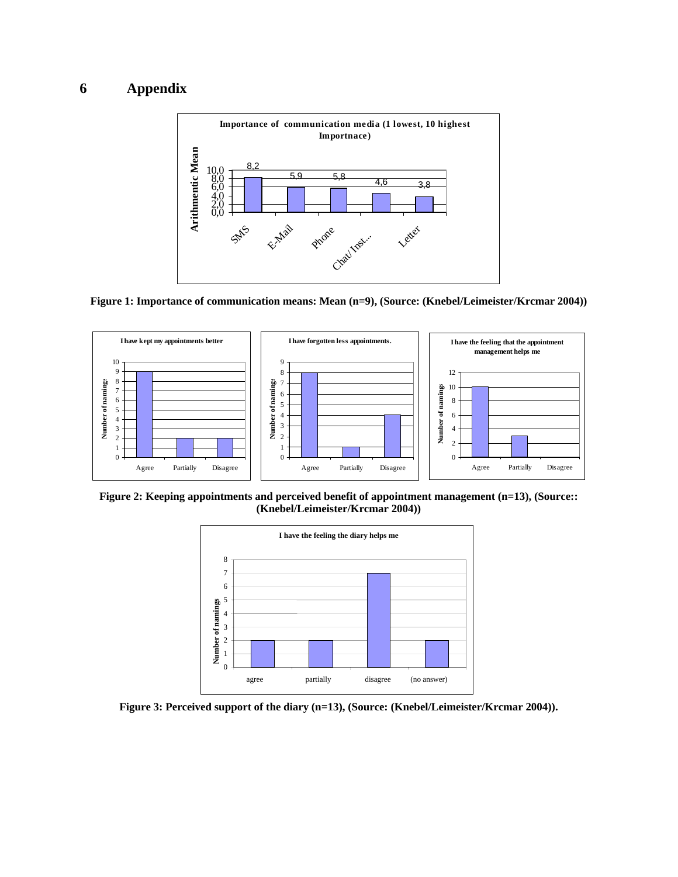# 6 Appendix

Figure 1: Importance of communication means: Mean (n=9), (Source: (Knebel/Leimeister/Krcmar 2004))

Figure 2: Keeping appointments and perceived benefit of appointment management (n=13), (Source:: (Knebel/Leimeister/Krcmar 2004))

Figure 3: Perceived support of the diary (n=13), (Source: (Knebel/Leimeister/Krcmar 2004)).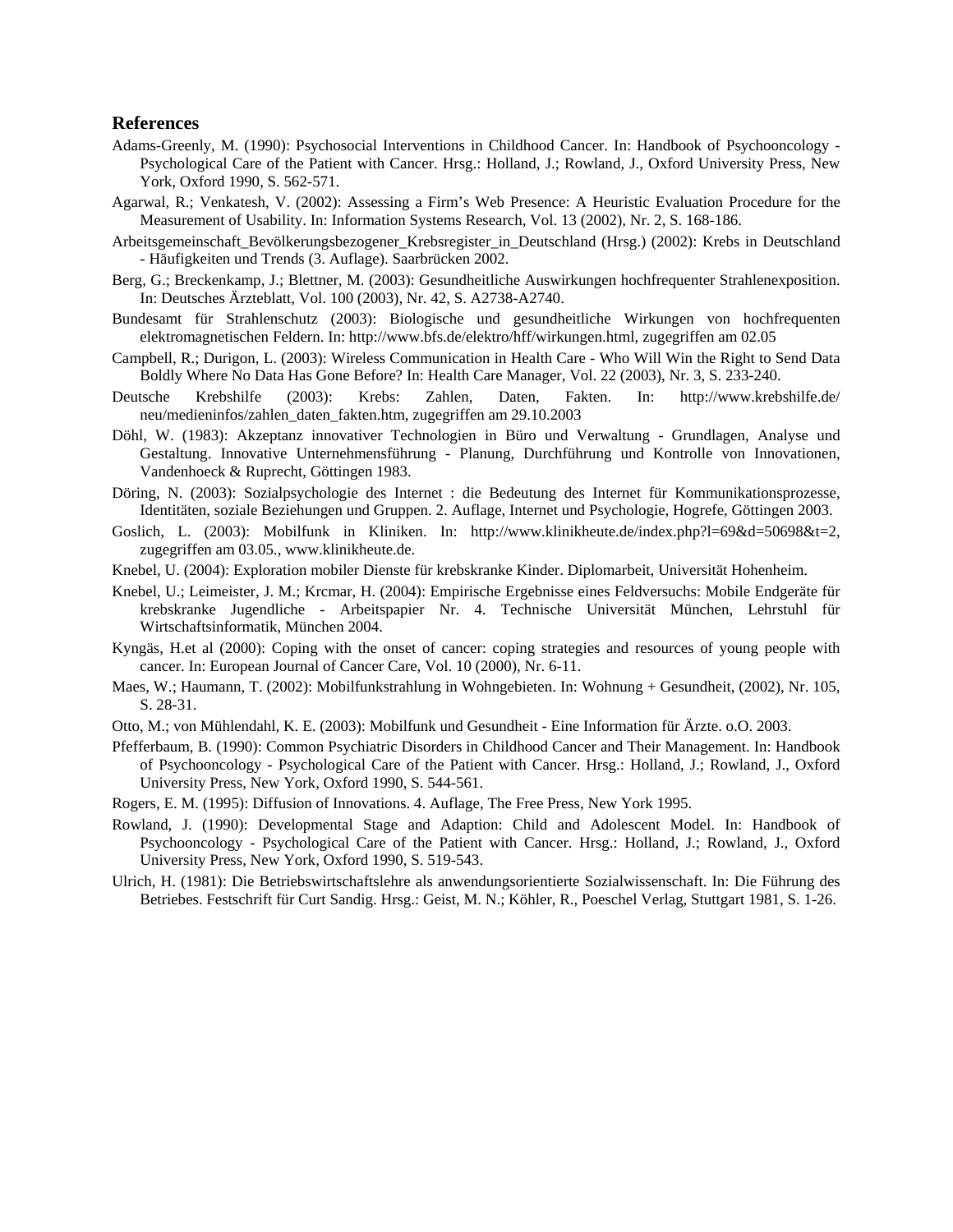## References

Adams-Greenly, M. (1990): Psychosocial Interventions in Childhood Cancer. In: Handbook of Psychooncology - Psychological Care of the Patient with Cancer. Hrsg.: Holland, J.; Rowland, J., Oxford University Press, New York, Oxford 1990, S. 562-571.

Agarwal, R.; Venkatesh, V. (2002): Assessing a Firm's Web Presence: A Heuristic Evaluation Procedure for the Measurement of Usability. In: Information Systems Research, Vol. 13 (2002), Nr. 2, S. 168-186.

Arbeitsgemeinschaft_Bevölkerungsbezogener_Krebsregister_in_Deutschland (Hrsg.) (2002): Krebs in Deutschland - Häufigkeiten und Trends (3. Auflage). Saarbrücken 2002.

Berg, G.; Breckenkamp, J.; Blettner, M. (2003): Gesundheitliche Auswirkungen hochfrequenter Strahlenexposition. In: Deutsches Ärzteblatt, Vol. 100 (2003), Nr. 42, S. A2738-A2740.

Bundesamt für Strahlenschutz (2003): Biologische und gesundheitliche Wirkungen von hochfrequenten elektromagnetischen Feldern. In: http://www.bfs.de/elektro/hff/wirkungen.html, zugegriffen am 02.05

Campbell, R.; Durigon, L. (2003): Wireless Communication in Health Care - Who Will Win the Right to Send Data Boldly Where No Data Has Gone Before? In: Health Care Manager, Vol. 22 (2003), Nr. 3, S. 233-240.

Deutsche Krebshilfe (2003): Krebs: Zahlen, Daten, Fakten. In: http://www.krebshilfe.de/neu/medieninfos/zahlen_daten_fakten.htm, zugegriffen am 29.10.2003

Döhl, W. (1983): Akzeptanz innovativer Technologien in Büro und Verwaltung - Grundlagen, Analyse und Gestaltung. Innovative Unternehmensführung - Planung, Durchführung und Kontrolle von Innovationen, Vandenhoeck & Ruprecht, Göttingen 1983.

Döring, N. (2003): Sozialpsychologie des Internet : die Bedeutung des Internet für Kommunikationsprozesse, Identitäten, soziale Beziehungen und Gruppen. 2. Auflage, Internet und Psychologie, Hogrefe, Göttingen 2003.

Goslich, L. (2003): Mobilfunk in Kliniken. In: http://www.klinikheute.de/index.php?l=69&d=50698&t=2, zugegriffen am 03.05., www.klinikheute.de.

Knebel, U. (2004): Exploration mobiler Dienste für krebskranke Kinder. Diplomarbeit, Universität Hohenheim.

Knebel, U.; Leimeister, J. M.; Krcmar, H. (2004): Empirische Ergebnisse eines Feldversuchs: Mobile Endgeräte für krebskranke Jugendliche - Arbeitspapier Nr. 4. Technische Universität München, Lehrstuhl für Wirtschaftsinformatik, München 2004.

Kyngäs, H.et al (2000): Coping with the onset of cancer: coping strategies and resources of young people with cancer. In: European Journal of Cancer Care, Vol. 10 (2000), Nr. 6-11.

Maes, W.; Haumann, T. (2002): Mobilfunkstrahlung in Wohngebieten. In: Wohnung + Gesundheit, (2002), Nr. 105, S. 28-31.

Otto, M.; von Mühlendahl, K. E. (2003): Mobilfunk und Gesundheit - Eine Information für Ärzte. o.O. 2003.

Pfefferbaum, B. (1990): Common Psychiatric Disorders in Childhood Cancer and Their Management. In: Handbook of Psychooncology - Psychological Care of the Patient with Cancer. Hrsg.: Holland, J.; Rowland, J., Oxford University Press, New York, Oxford 1990, S. 544-561.

Rogers, E. M. (1995): Diffusion of Innovations. 4. Auflage, The Free Press, New York 1995.

Rowland, J. (1990): Developmental Stage and Adaption: Child and Adolescent Model. In: Handbook of Psychooncology - Psychological Care of the Patient with Cancer. Hrsg.: Holland, J.; Rowland, J., Oxford University Press, New York, Oxford 1990, S. 519-543.

Ulrich, H. (1981): Die Betriebswirtschaftslehre als anwendungsorientierte Sozialwissenschaft. In: Die Führung des Betriebes. Festschrift für Curt Sandig. Hrsg.: Geist, M. N.; Köhler, R., Poeschel Verlag, Stuttgart 1981, S. 1-26.